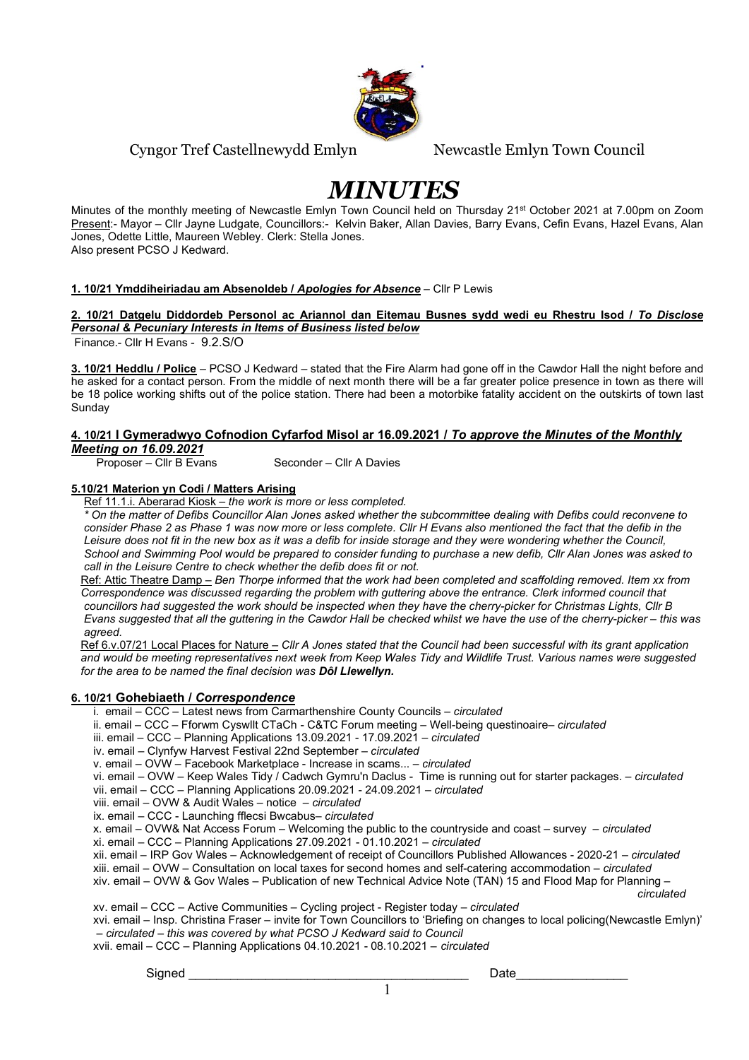Cyngor Tref Castellnewydd Emlyn Newcastle Emlyn Town Council

# *MINUTES*

Minutes of the monthly meeting of Newcastle Emlyn Town Council held on Thursday 21st October 2021 at 7.00pm on Zoom
Present:- Mayor – Cllr Jayne Ludgate, Councillors:- Kelvin Baker, Allan Davies, Barry Evans, Cefin Evans, Hazel Evans, Alan Jones, Odette Little, Maureen Webley. Clerk: Stella Jones.
Also present PCSO J Kedward.

**1. 10/21 Ymddiheiriadau am Absenoldeb / *Apologies for Absence*** – Cllr P Lewis

**2. 10/21 Datgelu Diddordeb Personol ac Ariannol dan Eitemau Busnes sydd wedi eu Rhestru Isod / *To Disclose Personal & Pecuniary Interests in Items of Business listed below***

Finance.- Cllr H Evans - 9.2.S/O

**3. 10/21 Heddlu / Police** – PCSO J Kedward – stated that the Fire Alarm had gone off in the Cawdor Hall the night before and he asked for a contact person. From the middle of next month there will be a far greater police presence in town as there will be 18 police working shifts out of the police station. There had been a motorbike fatality accident on the outskirts of town last Sunday

**4. 10/21 I Gymeradwyo Cofnodion Cyfarfod Misol ar 16.09.2021 / *To approve the Minutes of the Monthly Meeting on 16.09.2021***

Proposer – Cllr B Evans Seconder – Cllr A Davies

**5.10/21 Materion yn Codi / Matters Arising**

Ref 11.1.i. Aberarad Kiosk – *the work is more or less completed.*

*\* On the matter of Defibs Councillor Alan Jones asked whether the subcommittee dealing with Defibs could reconvene to consider Phase 2 as Phase 1 was now more or less complete. Cllr H Evans also mentioned the fact that the defib in the Leisure does not fit in the new box as it was a defib for inside storage and they were wondering whether the Council, School and Swimming Pool would be prepared to consider funding to purchase a new defib, Cllr Alan Jones was asked to call in the Leisure Centre to check whether the defib does fit or not.*

Ref: Attic Theatre Damp – *Ben Thorpe informed that the work had been completed and scaffolding removed. Item xx from Correspondence was discussed regarding the problem with guttering above the entrance. Clerk informed council that councillors had suggested the work should be inspected when they have the cherry-picker for Christmas Lights, Cllr B Evans suggested that all the guttering in the Cawdor Hall be checked whilst we have the use of the cherry-picker – this was agreed.*

Ref 6.v.07/21 Local Places for Nature – *Cllr A Jones stated that the Council had been successful with its grant application and would be meeting representatives next week from Keep Wales Tidy and Wildlife Trust. Various names were suggested for the area to be named the final decision was **Dôl Llewellyn.***

**6. 10/21 Gohebiaeth / *Correspondence***

i. email – CCC – Latest news from Carmarthenshire County Councils – *circulated*
ii. email – CCC – Fforwm Cyswllt CTaCh - C&TC Forum meeting – Well-being questinoaire– *circulated*
iii. email – CCC – Planning Applications 13.09.2021 - 17.09.2021 – *circulated*
iv. email – Clynfyw Harvest Festival 22nd September – *circulated*
v. email – OVW – Facebook Marketplace - Increase in scams... – *circulated*
vi. email – OVW – Keep Wales Tidy / Cadwch Gymru'n Daclus - Time is running out for starter packages. – *circulated*
vii. email – CCC – Planning Applications 20.09.2021 - 24.09.2021 – *circulated*
viii. email – OVW & Audit Wales – notice – *circulated*
ix. email – CCC - Launching fflecsi Bwcabus– *circulated*
x. email – OVW& Nat Access Forum – Welcoming the public to the countryside and coast – survey – *circulated*
xi. email – CCC – Planning Applications 27.09.2021 - 01.10.2021 – *circulated*
xii. email – IRP Gov Wales – Acknowledgement of receipt of Councillors Published Allowances - 2020-21 – *circulated*
xiii. email – OVW – Consultation on local taxes for second homes and self-catering accommodation – *circulated*
xiv. email – OVW & Gov Wales – Publication of new Technical Advice Note (TAN) 15 and Flood Map for Planning – *circulated*
xv. email – CCC – Active Communities – Cycling project - Register today – *circulated*
xvi. email – Insp. Christina Fraser – invite for Town Councillors to 'Briefing on changes to local policing(Newcastle Emlyn)' – *circulated – this was covered by what PCSO J Kedward said to Council*
xvii. email – CCC – Planning Applications 04.10.2021 - 08.10.2021 – *circulated*

Signed \_\_\_\_\_\_\_\_\_\_\_\_\_\_\_\_\_\_\_\_\_\_\_\_\_\_\_\_\_\_\_\_\_\_\_\_\_\_\_\_ Date\_\_\_\_\_\_\_\_\_\_\_\_\_\_\_\_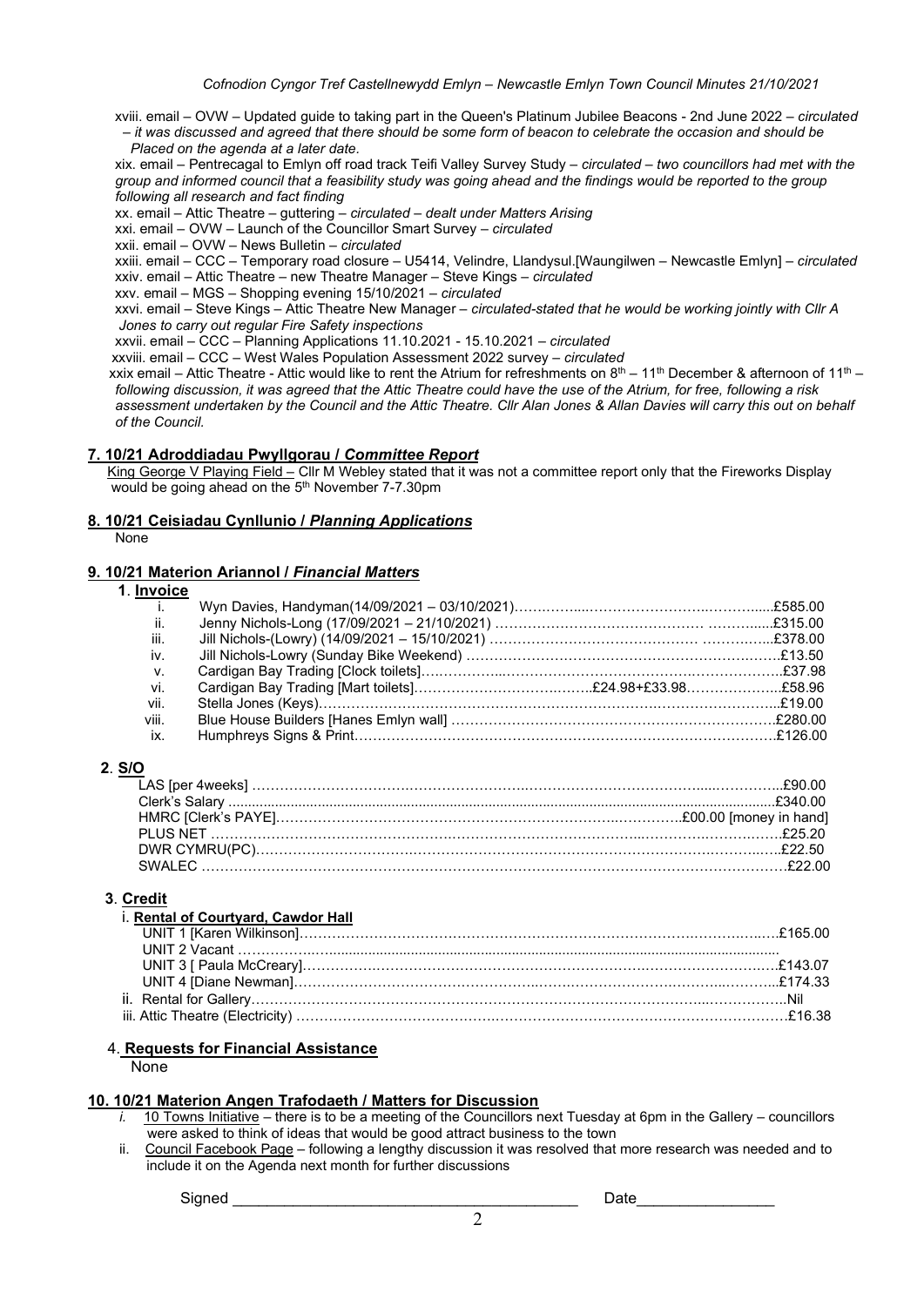xviii. email – OVW – Updated guide to taking part in the Queen's Platinum Jubilee Beacons - 2nd June 2022 – *circulated – it was discussed and agreed that there should be some form of beacon to celebrate the occasion and should be Placed on the agenda at a later date.*

xix. email – Pentrecagal to Emlyn off road track Teifi Valley Survey Study – *circulated – two councillors had met with the group and informed council that a feasibility study was going ahead and the findings would be reported to the group following all research and fact finding*

xx. email – Attic Theatre – guttering – *circulated – dealt under Matters Arising*

xxi. email – OVW – Launch of the Councillor Smart Survey – *circulated*

xxii. email – OVW – News Bulletin – *circulated*

xxiii. email – CCC – Temporary road closure – U5414, Velindre, Llandysul.[Waungilwen – Newcastle Emlyn] – *circulated*

xxiv. email – Attic Theatre – new Theatre Manager – Steve Kings – *circulated*

xxv. email – MGS – Shopping evening 15/10/2021 – *circulated*

xxvi. email – Steve Kings – Attic Theatre New Manager – *circulated-stated that he would be working jointly with Cllr A Jones to carry out regular Fire Safety inspections*

xxvii. email – CCC – Planning Applications 11.10.2021 - 15.10.2021 – *circulated*

xxviii. email – CCC – West Wales Population Assessment 2022 survey – *circulated*

xxix email – Attic Theatre - Attic would like to rent the Atrium for refreshments on 8th – 11th December & afternoon of 11th – *following discussion, it was agreed that the Attic Theatre could have the use of the Atrium, for free, following a risk assessment undertaken by the Council and the Attic Theatre. Cllr Alan Jones & Allan Davies will carry this out on behalf of the Council.*

## 7. 10/21 Adroddiadau Pwyllgorau / *Committee Report*

King George V Playing Field – Cllr M Webley stated that it was not a committee report only that the Fireworks Display would be going ahead on the 5th November 7-7.30pm

## 8. 10/21 Ceisiadau Cynllunio / *Planning Applications*

None

## 9. 10/21 Materion Ariannol / *Financial Matters*

**1. Invoice**

| | | |
|---|---|---|
| i. | Wyn Davies, Handyman(14/09/2021 – 03/10/2021) | £585.00 |
| ii. | Jenny Nichols-Long (17/09/2021 – 21/10/2021) | £315.00 |
| iii. | Jill Nichols-(Lowry) (14/09/2021 – 15/10/2021) | £378.00 |
| iv. | Jill Nichols-Lowry (Sunday Bike Weekend) | £13.50 |
| v. | Cardigan Bay Trading [Clock toilets] | £37.98 |
| vi. | Cardigan Bay Trading [Mart toilets] £24.98+£33.98 | £58.96 |
| vii. | Stella Jones (Keys) | £19.00 |
| viii. | Blue House Builders [Hanes Emlyn wall] | £280.00 |
| ix. | Humphreys Signs & Print | £126.00 |

**2. S/O**

| | |
|---|---|
| LAS [per 4weeks] | £90.00 |
| Clerk's Salary | £340.00 |
| HMRC [Clerk's PAYE] | £00.00 [money in hand] |
| PLUS NET | £25.20 |
| DWR CYMRU(PC) | £22.50 |
| SWALEC | £22.00 |

**3. Credit**

**i. Rental of Courtyard, Cawdor Hall**

| | |
|---|---|
| UNIT 1 [Karen Wilkinson] | £165.00 |
| UNIT 2 Vacant | |
| UNIT 3 [ Paula McCreary] | £143.07 |
| UNIT 4 [Diane Newman] | £174.33 |
| ii. Rental for Gallery | Nil |
| iii. Attic Theatre (Electricity) | £16.38 |

**4. Requests for Financial Assistance**

None

## 10. 10/21 Materion Angen Trafodaeth / Matters for Discussion

i. 10 Towns Initiative – there is to be a meeting of the Councillors next Tuesday at 6pm in the Gallery – councillors were asked to think of ideas that would be good attract business to the town

ii. Council Facebook Page – following a lengthy discussion it was resolved that more research was needed and to include it on the Agenda next month for further discussions

Signed _______________________________________ Date_______________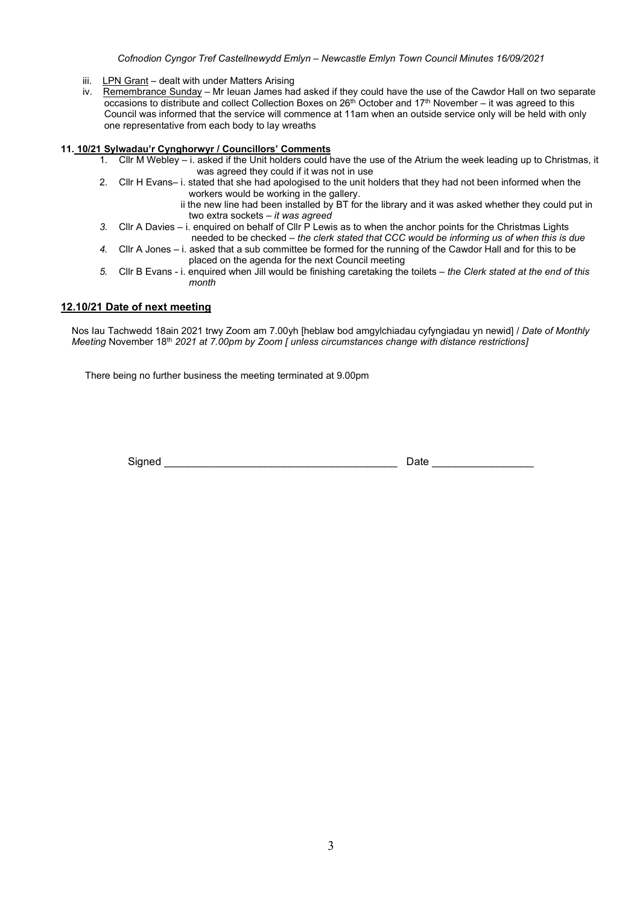iii. <u>LPN Grant</u> – dealt with under Matters Arising

iv. <u>Remembrance Sunday</u> – Mr Ieuan James had asked if they could have the use of the Cawdor Hall on two separate occasions to distribute and collect Collection Boxes on 26th October and 17th November – it was agreed to this Council was informed that the service will commence at 11am when an outside service only will be held with only one representative from each body to lay wreaths

**11. 10/21 Sylwadau'r Cynghorwyr / Councillors' Comments**

1. Cllr M Webley – i. asked if the Unit holders could have the use of the Atrium the week leading up to Christmas, it was agreed they could if it was not in use
2. Cllr H Evans– i. stated that she had apologised to the unit holders that they had not been informed when the workers would be working in the gallery.
   ii the new line had been installed by BT for the library and it was asked whether they could put in two extra sockets – *it was agreed*
3. Cllr A Davies – i. enquired on behalf of Cllr P Lewis as to when the anchor points for the Christmas Lights needed to be checked – *the clerk stated that CCC would be informing us of when this is due*
4. Cllr A Jones – i. asked that a sub committee be formed for the running of the Cawdor Hall and for this to be placed on the agenda for the next Council meeting
5. Cllr B Evans - i. enquired when Jill would be finishing caretaking the toilets – *the Clerk stated at the end of this month*

## 12.10/21 Date of next meeting

Nos Iau Tachwedd 18ain 2021 trwy Zoom am 7.00yh [heblaw bod amgylchiadau cyfyngiadau yn newid] / *Date of Monthly Meeting* November 18th *2021 at 7.00pm by Zoom [ unless circumstances change with distance restrictions]*

There being no further business the meeting terminated at 9.00pm

Signed _______________________________________ Date ________________